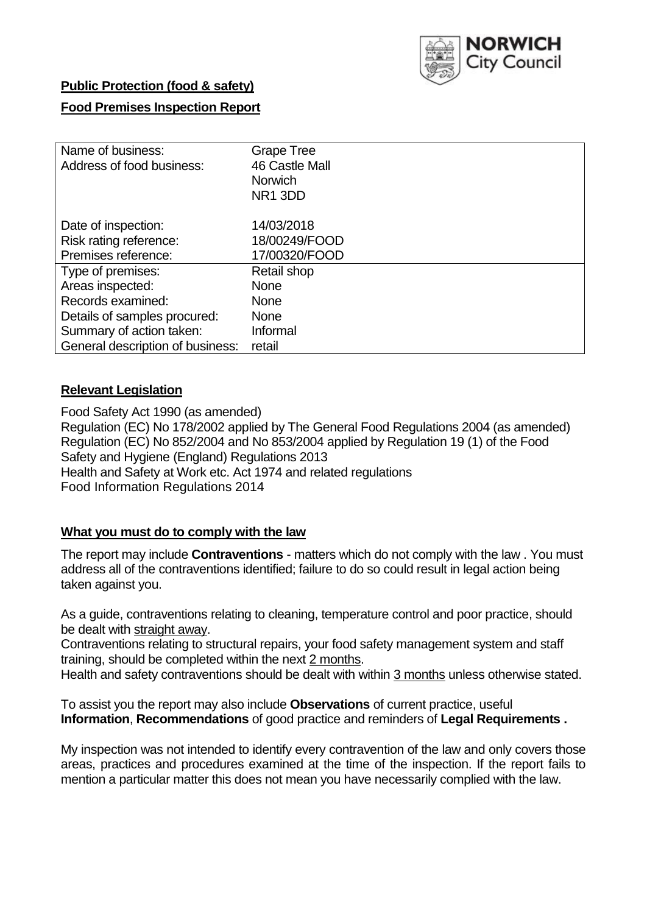NORWICH City Council

**Public Protection (food & safety)**

**Food Premises Inspection Report**

| Name of business: | Grape Tree |
|---|---|
| Address of food business: | 46 Castle Mall<br>Norwich<br>NR1 3DD |
| Date of inspection: | 14/03/2018 |
| Risk rating reference: | 18/00249/FOOD |
| Premises reference: | 17/00320/FOOD |
| Type of premises: | Retail shop |
| Areas inspected: | None |
| Records examined: | None |
| Details of samples procured: | None |
| Summary of action taken: | Informal |
| General description of business: | retail |

## Relevant Legislation

Food Safety Act 1990 (as amended)
Regulation (EC) No 178/2002 applied by The General Food Regulations 2004 (as amended)
Regulation (EC) No 852/2004 and No 853/2004 applied by Regulation 19 (1) of the Food Safety and Hygiene (England) Regulations 2013
Health and Safety at Work etc. Act 1974 and related regulations
Food Information Regulations 2014

## What you must do to comply with the law

The report may include **Contraventions** - matters which do not comply with the law . You must address all of the contraventions identified; failure to do so could result in legal action being taken against you.

As a guide, contraventions relating to cleaning, temperature control and poor practice, should be dealt with straight away.
Contraventions relating to structural repairs, your food safety management system and staff training, should be completed within the next 2 months.
Health and safety contraventions should be dealt with within 3 months unless otherwise stated.

To assist you the report may also include **Observations** of current practice, useful **Information**, **Recommendations** of good practice and reminders of **Legal Requirements .**

My inspection was not intended to identify every contravention of the law and only covers those areas, practices and procedures examined at the time of the inspection. If the report fails to mention a particular matter this does not mean you have necessarily complied with the law.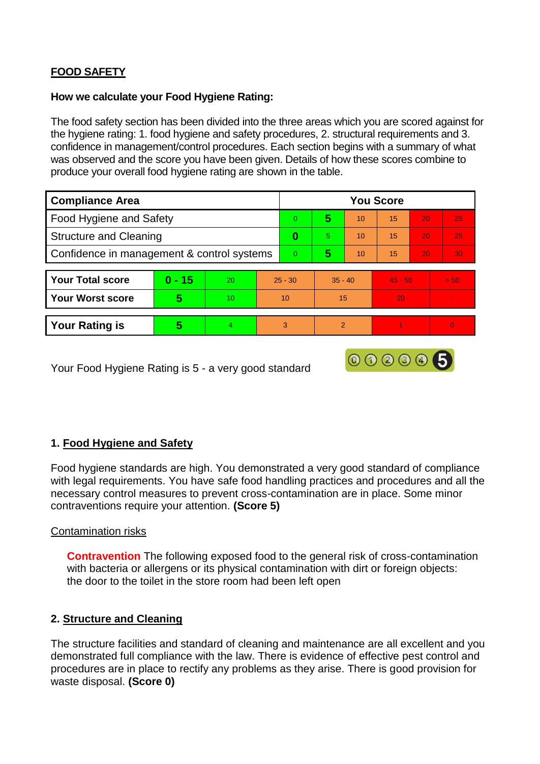**FOOD SAFETY**

**How we calculate your Food Hygiene Rating:**

The food safety section has been divided into the three areas which you are scored against for the hygiene rating: 1. food hygiene and safety procedures, 2. structural requirements and 3. confidence in management/control procedures. Each section begins with a summary of what was observed and the score you have been given. Details of how these scores combine to produce your overall food hygiene rating are shown in the table.

| Compliance Area | You Score | | | | | |
|---|---|---|---|---|---|---|
| Food Hygiene and Safety | 0 | **5** | 10 | 15 | 20 | 25 |
| Structure and Cleaning | **0** | 5 | 10 | 15 | 20 | 25 |
| Confidence in management & control systems | 0 | **5** | 10 | 15 | 20 | 30 |

| | | | | | | |
|---|---|---|---|---|---|---|
| **Your Total score** | **0 - 15** | 20 | 25 - 30 | 35 - 40 | 45 - 50 | > 50 |
| **Your Worst score** | **5** | 10 | 10 | 15 | 20 | - |

| | | | | | | |
|---|---|---|---|---|---|---|
| **Your Rating is** | **5** | 4 | 3 | 2 | 1 | 0 |

Your Food Hygiene Rating is 5 - a very good standard

## 1. Food Hygiene and Safety

Food hygiene standards are high. You demonstrated a very good standard of compliance with legal requirements. You have safe food handling practices and procedures and all the necessary control measures to prevent cross-contamination are in place. Some minor contraventions require your attention. **(Score 5)**

Contamination risks

**Contravention** The following exposed food to the general risk of cross-contamination with bacteria or allergens or its physical contamination with dirt or foreign objects:
the door to the toilet in the store room had been left open

## 2. Structure and Cleaning

The structure facilities and standard of cleaning and maintenance are all excellent and you demonstrated full compliance with the law. There is evidence of effective pest control and procedures are in place to rectify any problems as they arise. There is good provision for waste disposal. **(Score 0)**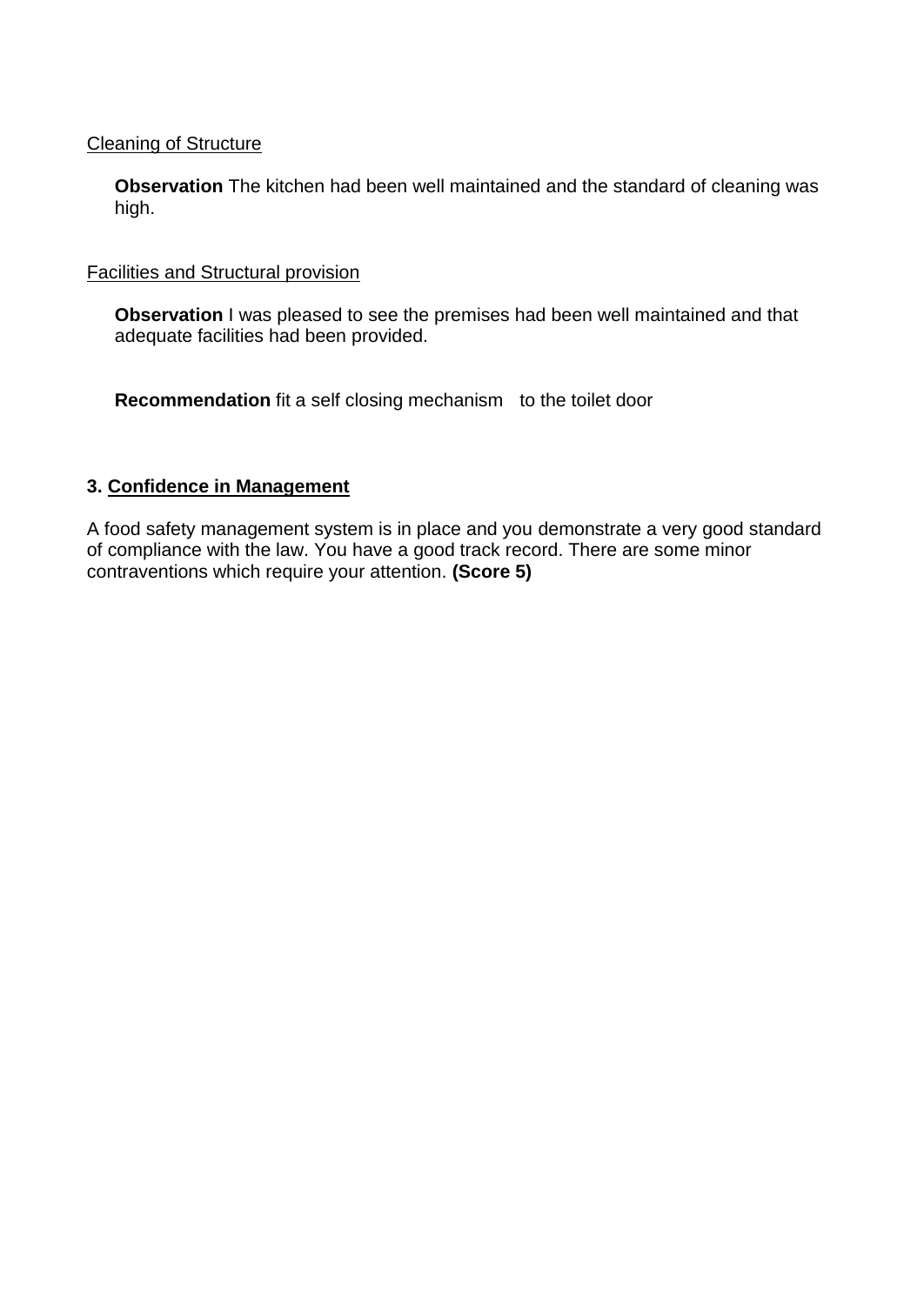Cleaning of Structure

**Observation** The kitchen had been well maintained and the standard of cleaning was high.

Facilities and Structural provision

**Observation** I was pleased to see the premises had been well maintained and that adequate facilities had been provided.

**Recommendation** fit a self closing mechanism to the toilet door

## 3. Confidence in Management

A food safety management system is in place and you demonstrate a very good standard of compliance with the law. You have a good track record. There are some minor contraventions which require your attention. **(Score 5)**